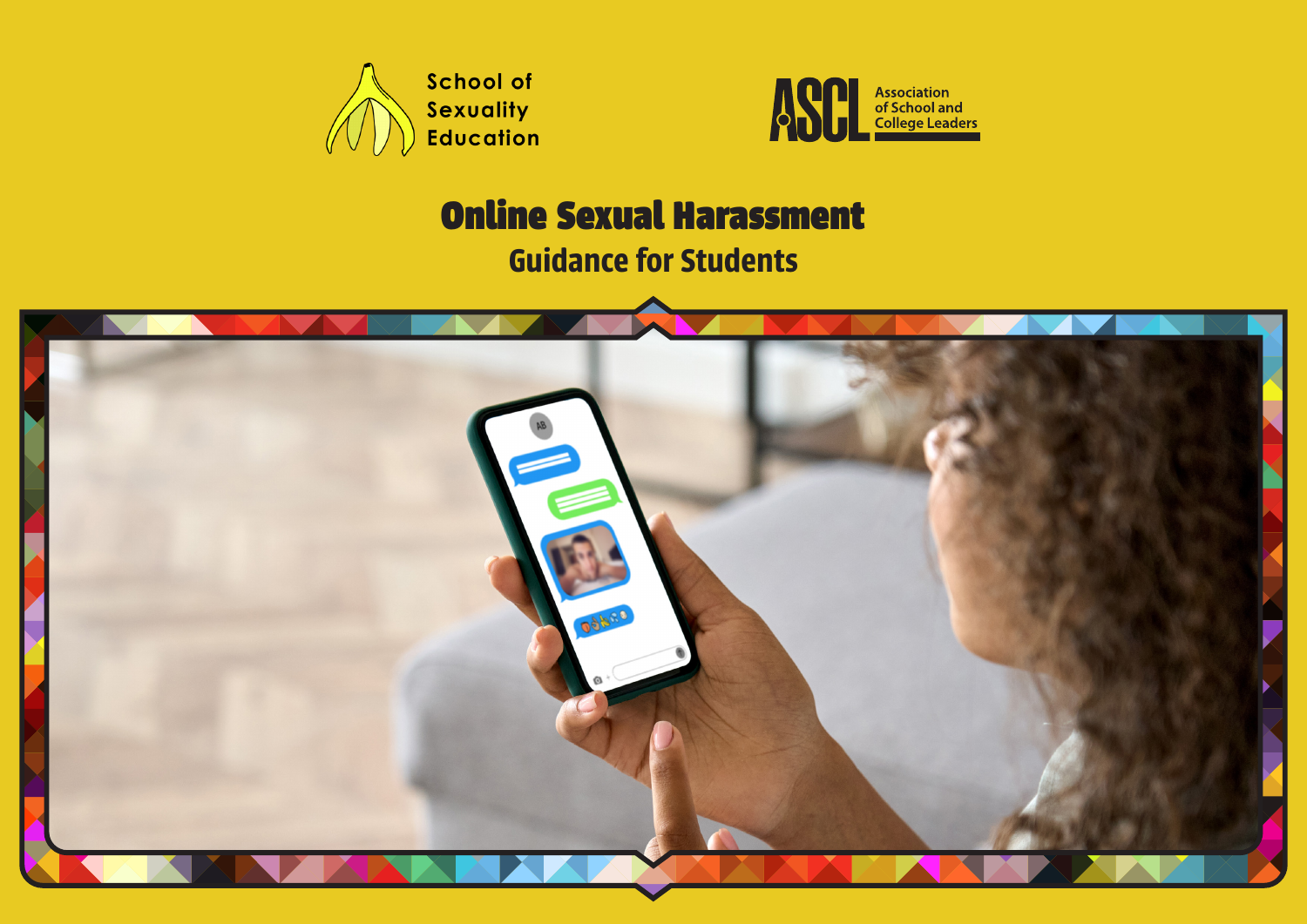School of Sexuality Education

ASCL Association of School and College Leaders

# Online Sexual Harassment

## Guidance for Students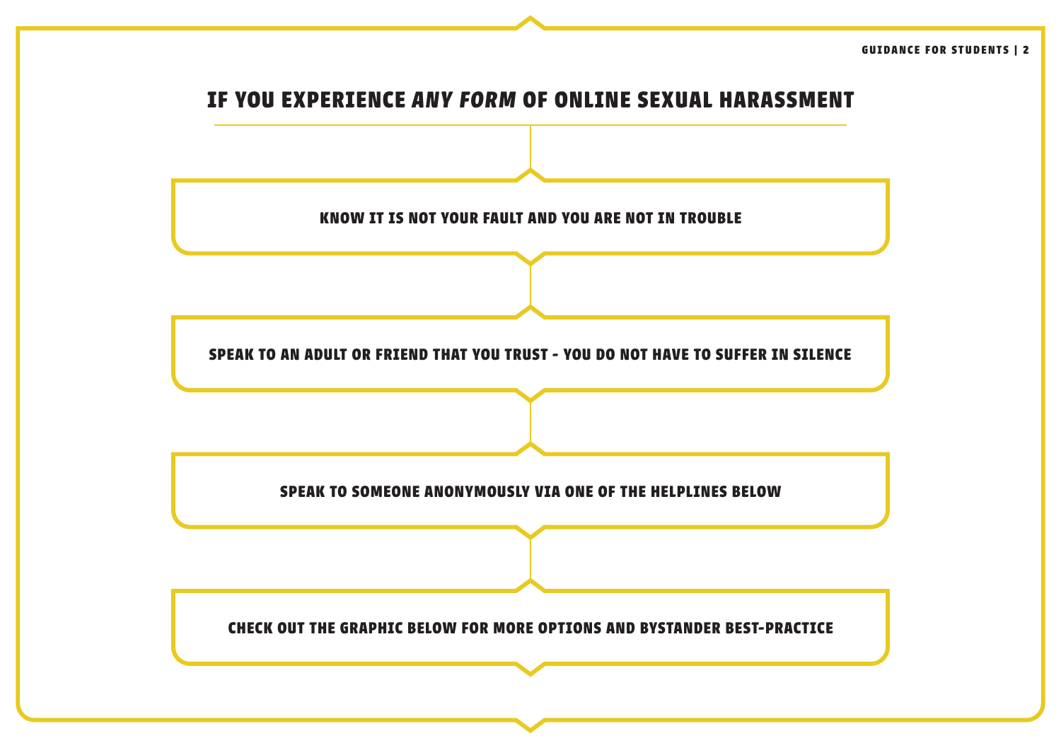# IF YOU EXPERIENCE *ANY FORM* OF ONLINE SEXUAL HARASSMENT

**KNOW IT IS NOT YOUR FAULT AND YOU ARE NOT IN TROUBLE**

**SPEAK TO AN ADULT OR FRIEND THAT YOU TRUST - YOU DO NOT HAVE TO SUFFER IN SILENCE**

**SPEAK TO SOMEONE ANONYMOUSLY VIA ONE OF THE HELPLINES BELOW**

**CHECK OUT THE GRAPHIC BELOW FOR MORE OPTIONS AND BYSTANDER BEST-PRACTICE**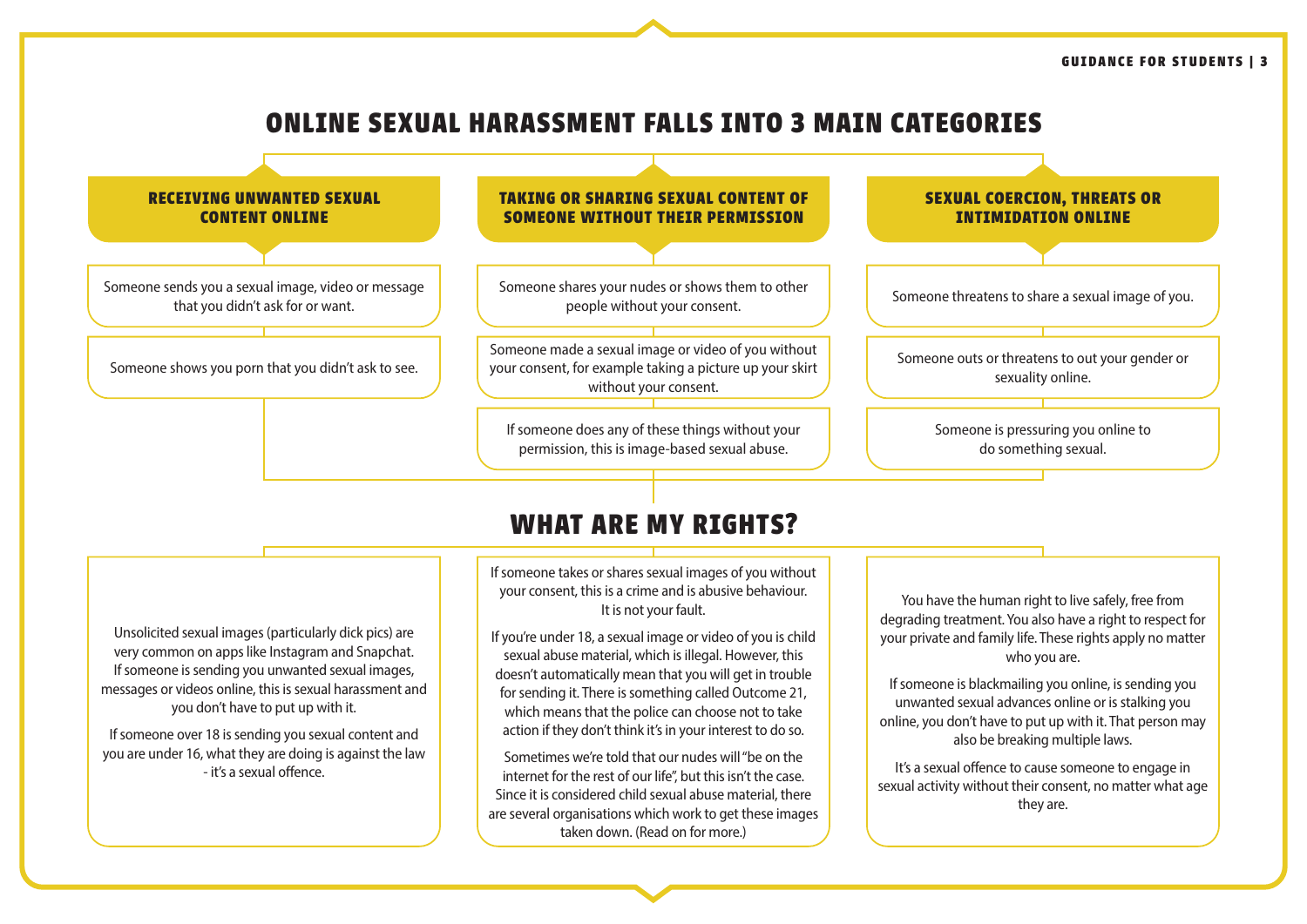# ONLINE SEXUAL HARASSMENT FALLS INTO 3 MAIN CATEGORIES

## RECEIVING UNWANTED SEXUAL CONTENT ONLINE

Someone sends you a sexual image, video or message that you didn't ask for or want.

Someone shows you porn that you didn't ask to see.

## TAKING OR SHARING SEXUAL CONTENT OF SOMEONE WITHOUT THEIR PERMISSION

Someone shares your nudes or shows them to other people without your consent.

Someone made a sexual image or video of you without your consent, for example taking a picture up your skirt without your consent.

If someone does any of these things without your permission, this is image-based sexual abuse.

## SEXUAL COERCION, THREATS OR INTIMIDATION ONLINE

Someone threatens to share a sexual image of you.

Someone outs or threatens to out your gender or sexuality online.

Someone is pressuring you online to do something sexual.

# WHAT ARE MY RIGHTS?

Unsolicited sexual images (particularly dick pics) are very common on apps like Instagram and Snapchat. If someone is sending you unwanted sexual images, messages or videos online, this is sexual harassment and you don't have to put up with it.

If someone over 18 is sending you sexual content and you are under 16, what they are doing is against the law - it's a sexual offence.

If someone takes or shares sexual images of you without your consent, this is a crime and is abusive behaviour. It is not your fault.

If you're under 18, a sexual image or video of you is child sexual abuse material, which is illegal. However, this doesn't automatically mean that you will get in trouble for sending it. There is something called Outcome 21, which means that the police can choose not to take action if they don't think it's in your interest to do so.

Sometimes we're told that our nudes will "be on the internet for the rest of our life", but this isn't the case. Since it is considered child sexual abuse material, there are several organisations which work to get these images taken down. (Read on for more.)

You have the human right to live safely, free from degrading treatment. You also have a right to respect for your private and family life. These rights apply no matter who you are.

If someone is blackmailing you online, is sending you unwanted sexual advances online or is stalking you online, you don't have to put up with it. That person may also be breaking multiple laws.

It's a sexual offence to cause someone to engage in sexual activity without their consent, no matter what age they are.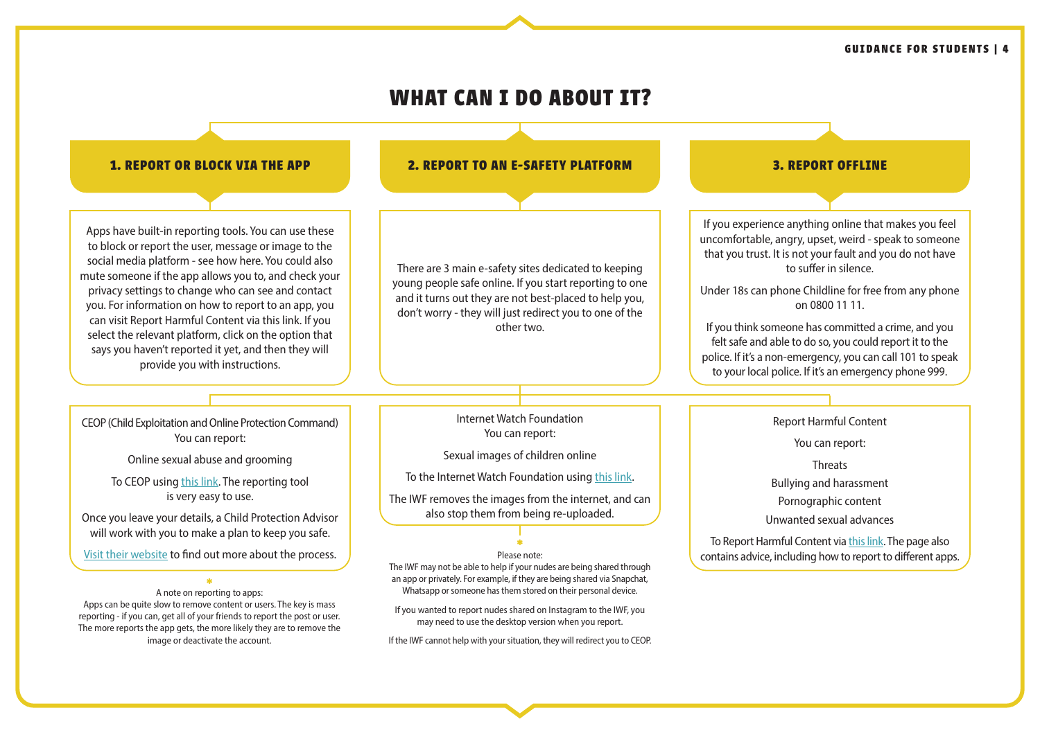# WHAT CAN I DO ABOUT IT?

## 1. REPORT OR BLOCK VIA THE APP

Apps have built-in reporting tools. You can use these to block or report the user, message or image to the social media platform - see how here. You could also mute someone if the app allows you to, and check your privacy settings to change who can see and contact you. For information on how to report to an app, you can visit Report Harmful Content via this link. If you select the relevant platform, click on the option that says you haven't reported it yet, and then they will provide you with instructions.

## 2. REPORT TO AN E-SAFETY PLATFORM

There are 3 main e-safety sites dedicated to keeping young people safe online. If you start reporting to one and it turns out they are not best-placed to help you, don't worry - they will just redirect you to one of the other two.

## 3. REPORT OFFLINE

If you experience anything online that makes you feel uncomfortable, angry, upset, weird - speak to someone that you trust. It is not your fault and you do not have to suffer in silence.

Under 18s can phone Childline for free from any phone on 0800 11 11.

If you think someone has committed a crime, and you felt safe and able to do so, you could report it to the police. If it's a non-emergency, you can call 101 to speak to your local police. If it's an emergency phone 999.

---

### CEOP (Child Exploitation and Online Protection Command)

You can report:

Online sexual abuse and grooming

To CEOP using this link. The reporting tool is very easy to use.

Once you leave your details, a Child Protection Advisor will work with you to make a plan to keep you safe.

Visit their website to find out more about the process.

\*

A note on reporting to apps:
Apps can be quite slow to remove content or users. The key is mass reporting - if you can, get all of your friends to report the post or user. The more reports the app gets, the more likely they are to remove the image or deactivate the account.

### Internet Watch Foundation

You can report:

Sexual images of children online

To the Internet Watch Foundation using this link.

The IWF removes the images from the internet, and can also stop them from being re-uploaded.

\*

Please note:
The IWF may not be able to help if your nudes are being shared through an app or privately. For example, if they are being shared via Snapchat, Whatsapp or someone has them stored on their personal device.

If you wanted to report nudes shared on Instagram to the IWF, you may need to use the desktop version when you report.

If the IWF cannot help with your situation, they will redirect you to CEOP.

### Report Harmful Content

You can report:

- Threats
- Bullying and harassment
- Pornographic content
- Unwanted sexual advances

To Report Harmful Content via this link. The page also contains advice, including how to report to different apps.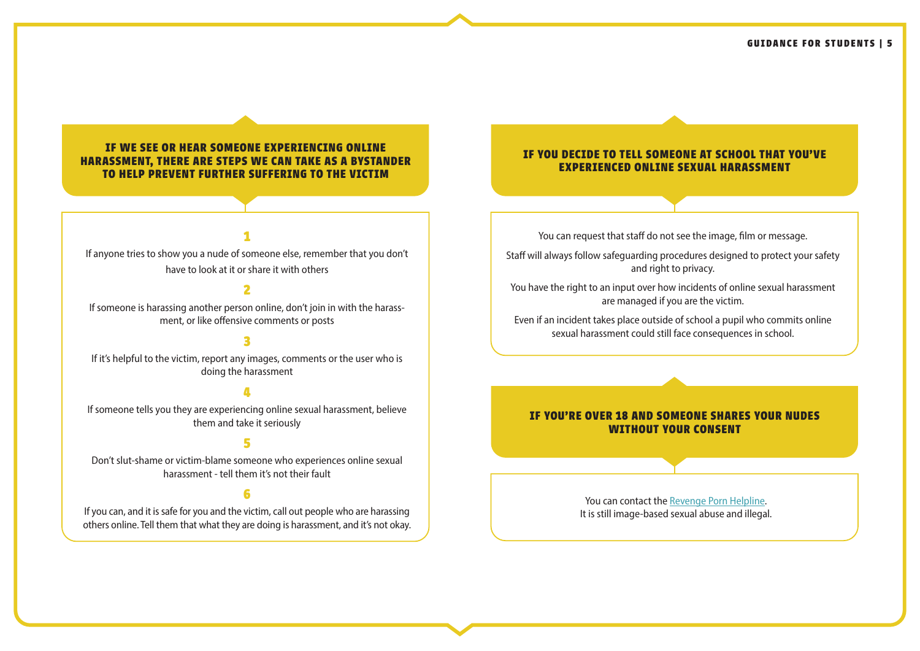## IF WE SEE OR HEAR SOMEONE EXPERIENCING ONLINE HARASSMENT, THERE ARE STEPS WE CAN TAKE AS A BYSTANDER TO HELP PREVENT FURTHER SUFFERING TO THE VICTIM

**1**

If anyone tries to show you a nude of someone else, remember that you don't have to look at it or share it with others

**2**

If someone is harassing another person online, don't join in with the harassment, or like offensive comments or posts

**3**

If it's helpful to the victim, report any images, comments or the user who is doing the harassment

**4**

If someone tells you they are experiencing online sexual harassment, believe them and take it seriously

**5**

Don't slut-shame or victim-blame someone who experiences online sexual harassment - tell them it's not their fault

**6**

If you can, and it is safe for you and the victim, call out people who are harassing others online. Tell them that what they are doing is harassment, and it's not okay.

## IF YOU DECIDE TO TELL SOMEONE AT SCHOOL THAT YOU'VE EXPERIENCED ONLINE SEXUAL HARASSMENT

You can request that staff do not see the image, film or message.

Staff will always follow safeguarding procedures designed to protect your safety and right to privacy.

You have the right to an input over how incidents of online sexual harassment are managed if you are the victim.

Even if an incident takes place outside of school a pupil who commits online sexual harassment could still face consequences in school.

## IF YOU'RE OVER 18 AND SOMEONE SHARES YOUR NUDES WITHOUT YOUR CONSENT

You can contact the Revenge Porn Helpline.
It is still image-based sexual abuse and illegal.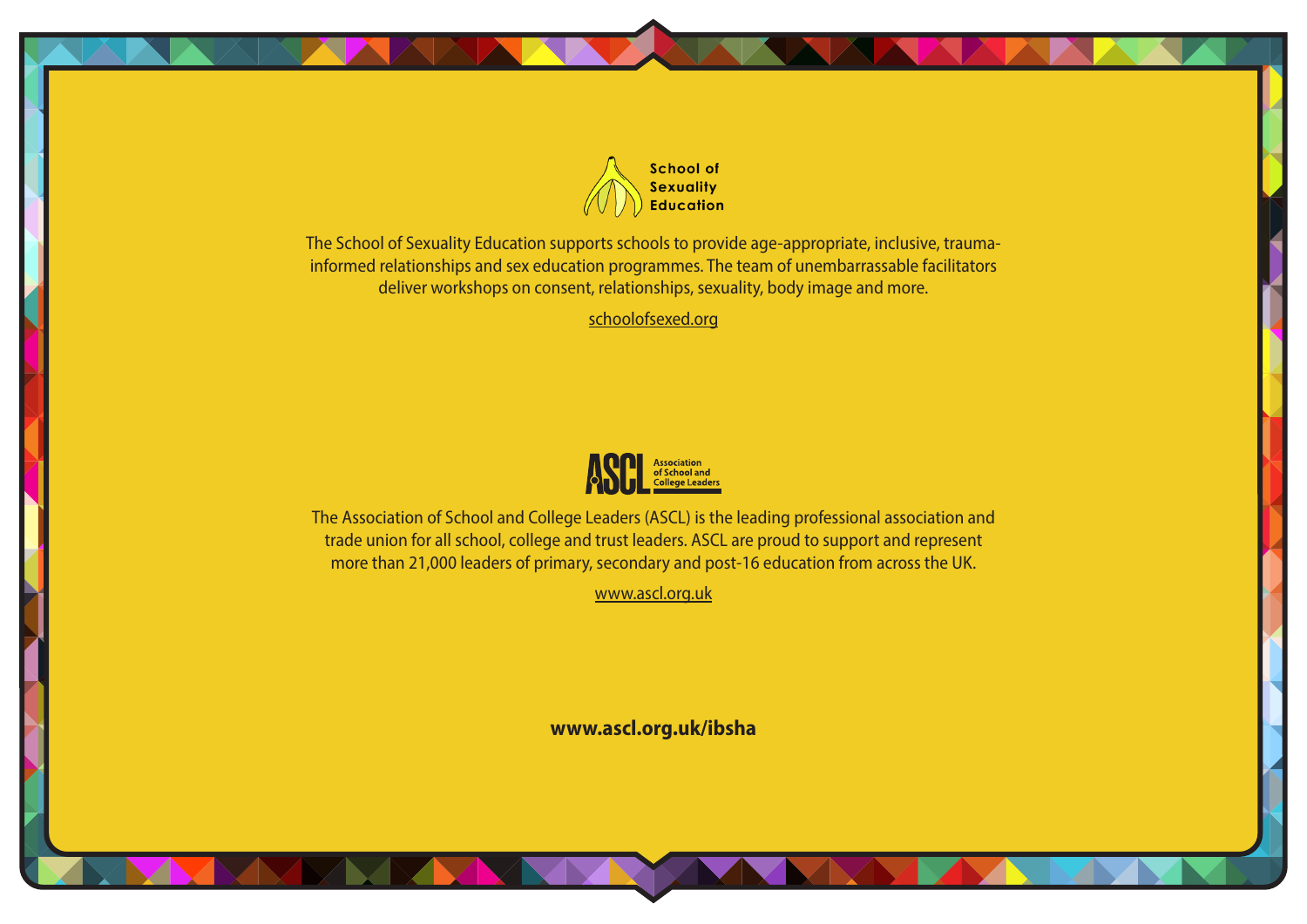School of Sexuality Education

The School of Sexuality Education supports schools to provide age-appropriate, inclusive, trauma-informed relationships and sex education programmes. The team of unembarrassable facilitators deliver workshops on consent, relationships, sexuality, body image and more.

schoolofsexed.org

ASCL Association of School and College Leaders

The Association of School and College Leaders (ASCL) is the leading professional association and trade union for all school, college and trust leaders. ASCL are proud to support and represent more than 21,000 leaders of primary, secondary and post-16 education from across the UK.

www.ascl.org.uk

**www.ascl.org.uk/ibsha**